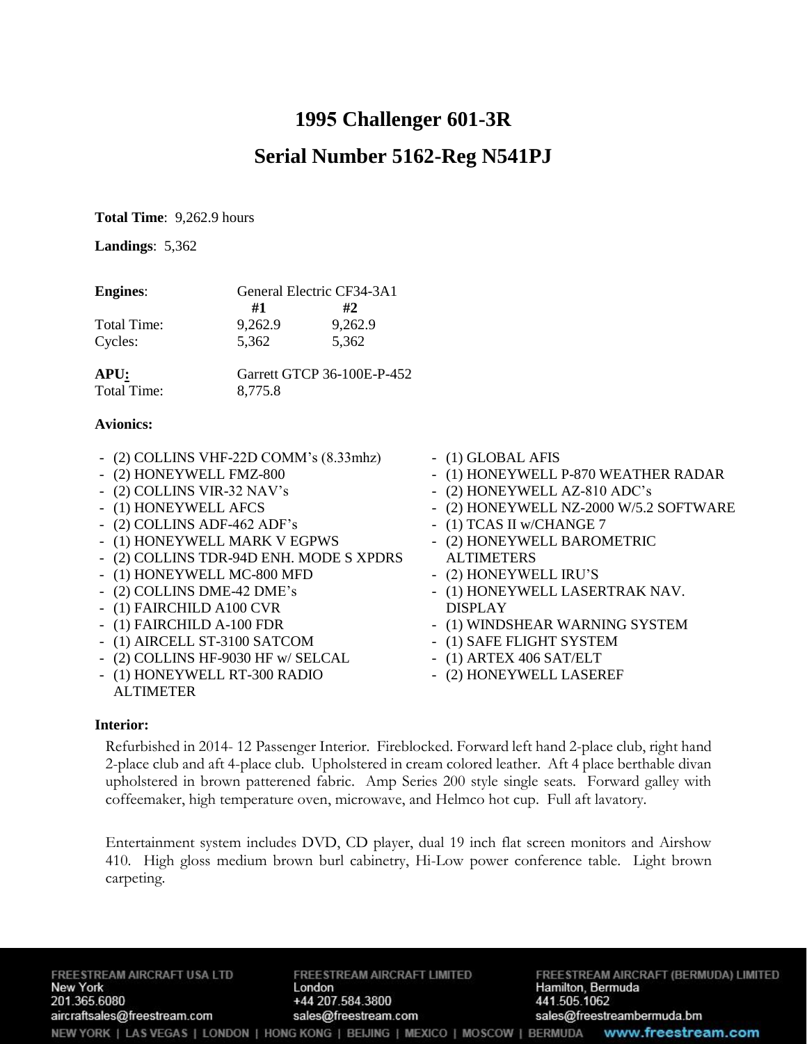# 1995 Challenger 601-3R

## Serial Number 5162-Reg N541PJ

**Total Time**: 9,262.9 hours

**Landings**: 5,362

| **Engines**: | General Electric CF34-3A1 | |
|---|---|---|
| | **#1** | **#2** |
| Total Time: | 9,262.9 | 9,262.9 |
| Cycles: | 5,362 | 5,362 |

| **APU:** | Garrett GTCP 36-100E-P-452 |
|---|---|
| Total Time: | 8,775.8 |

**Avionics:**

- (2) COLLINS VHF-22D COMM's (8.33mhz)
- (2) HONEYWELL FMZ-800
- (2) COLLINS VIR-32 NAV's
- (1) HONEYWELL AFCS
- (2) COLLINS ADF-462 ADF's
- (1) HONEYWELL MARK V EGPWS
- (2) COLLINS TDR-94D ENH. MODE S XPDRS
- (1) HONEYWELL MC-800 MFD
- (2) COLLINS DME-42 DME's
- (1) FAIRCHILD A100 CVR
- (1) FAIRCHILD A-100 FDR
- (1) AIRCELL ST-3100 SATCOM
- (2) COLLINS HF-9030 HF w/ SELCAL
- (1) HONEYWELL RT-300 RADIO ALTIMETER
- (1) GLOBAL AFIS
- (1) HONEYWELL P-870 WEATHER RADAR
- (2) HONEYWELL AZ-810 ADC's
- (2) HONEYWELL NZ-2000 W/5.2 SOFTWARE
- (1) TCAS II w/CHANGE 7
- (2) HONEYWELL BAROMETRIC ALTIMETERS
- (2) HONEYWELL IRU'S
- (1) HONEYWELL LASERTRAK NAV. DISPLAY
- (1) WINDSHEAR WARNING SYSTEM
- (1) SAFE FLIGHT SYSTEM
- (1) ARTEX 406 SAT/ELT
- (2) HONEYWELL LASEREF

**Interior:**

Refurbished in 2014- 12 Passenger Interior. Fireblocked. Forward left hand 2-place club, right hand 2-place club and aft 4-place club. Upholstered in cream colored leather. Aft 4 place berthable divan upholstered in brown patterened fabric. Amp Series 200 style single seats. Forward galley with coffeemaker, high temperature oven, microwave, and Helmco hot cup. Full aft lavatory.

Entertainment system includes DVD, CD player, dual 19 inch flat screen monitors and Airshow 410. High gloss medium brown burl cabinetry, Hi-Low power conference table. Light brown carpeting.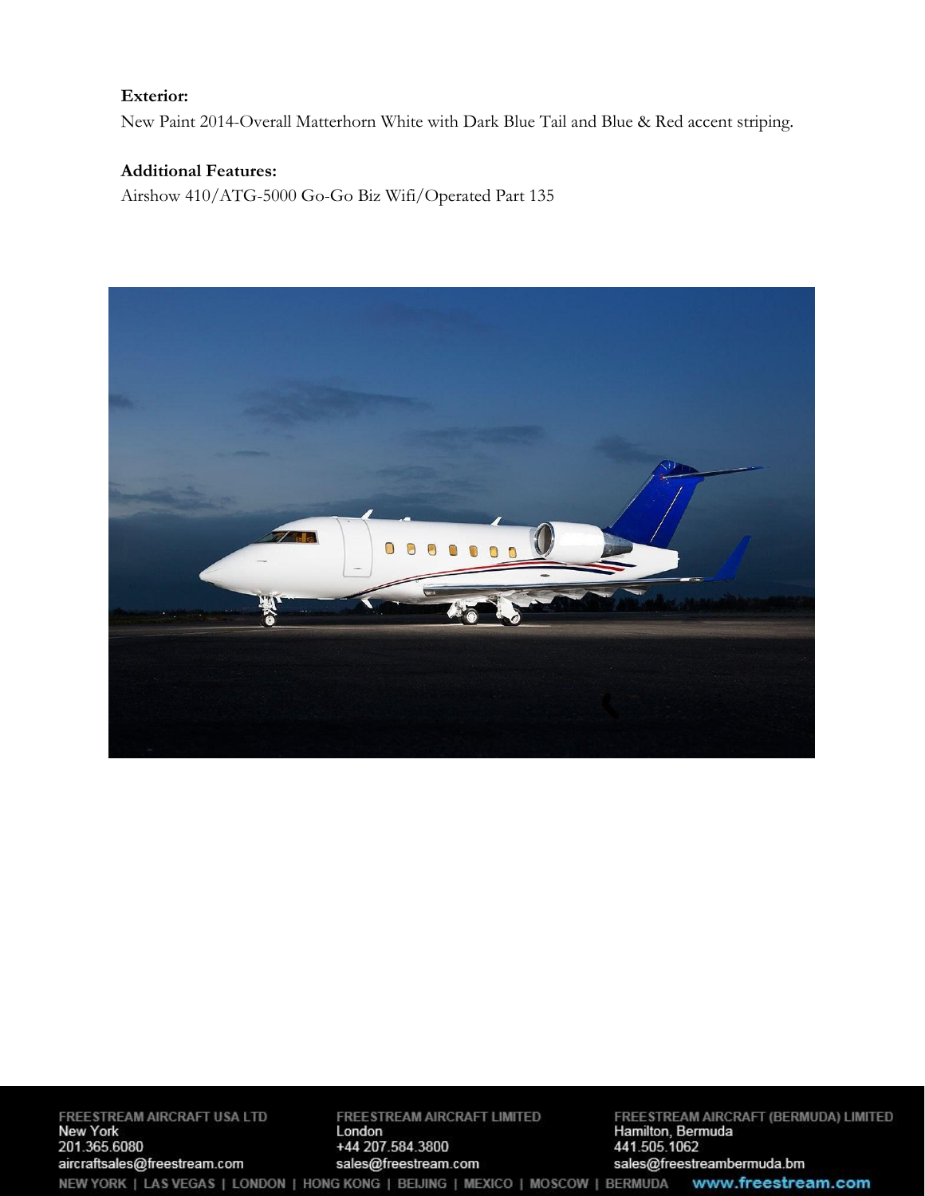**Exterior:**

New Paint 2014-Overall Matterhorn White with Dark Blue Tail and Blue & Red accent striping.

**Additional Features:**

Airshow 410/ATG-5000 Go-Go Biz Wifi/Operated Part 135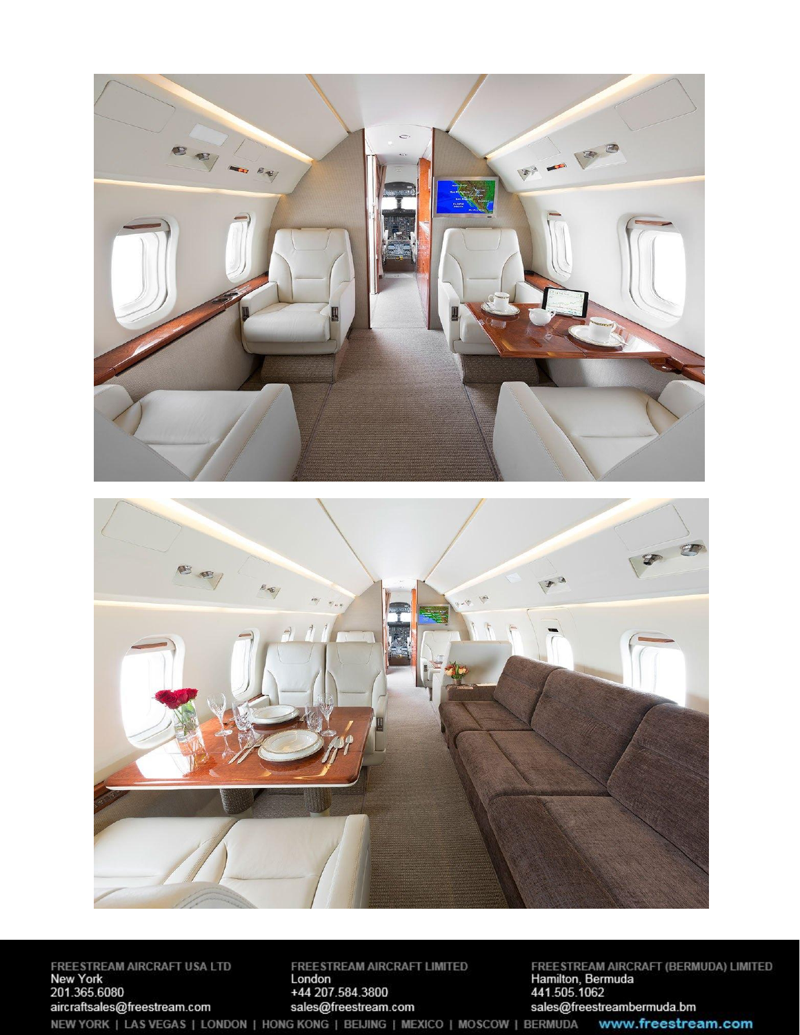**FREESTREAM AIRCRAFT USA LTD**
New York
201.365.6080
aircraftsales@freestream.com

**FREESTREAM AIRCRAFT LIMITED**
London
+44 207.584.3800
sales@freestream.com

**FREESTREAM AIRCRAFT (BERMUDA) LIMITED**
Hamilton, Bermuda
441.505.1062
sales@freestreambermuda.bm

NEW YORK | LAS VEGAS | LONDON | HONG KONG | BEIJING | MEXICO | MOSCOW | BERMUDA **www.freestream.com**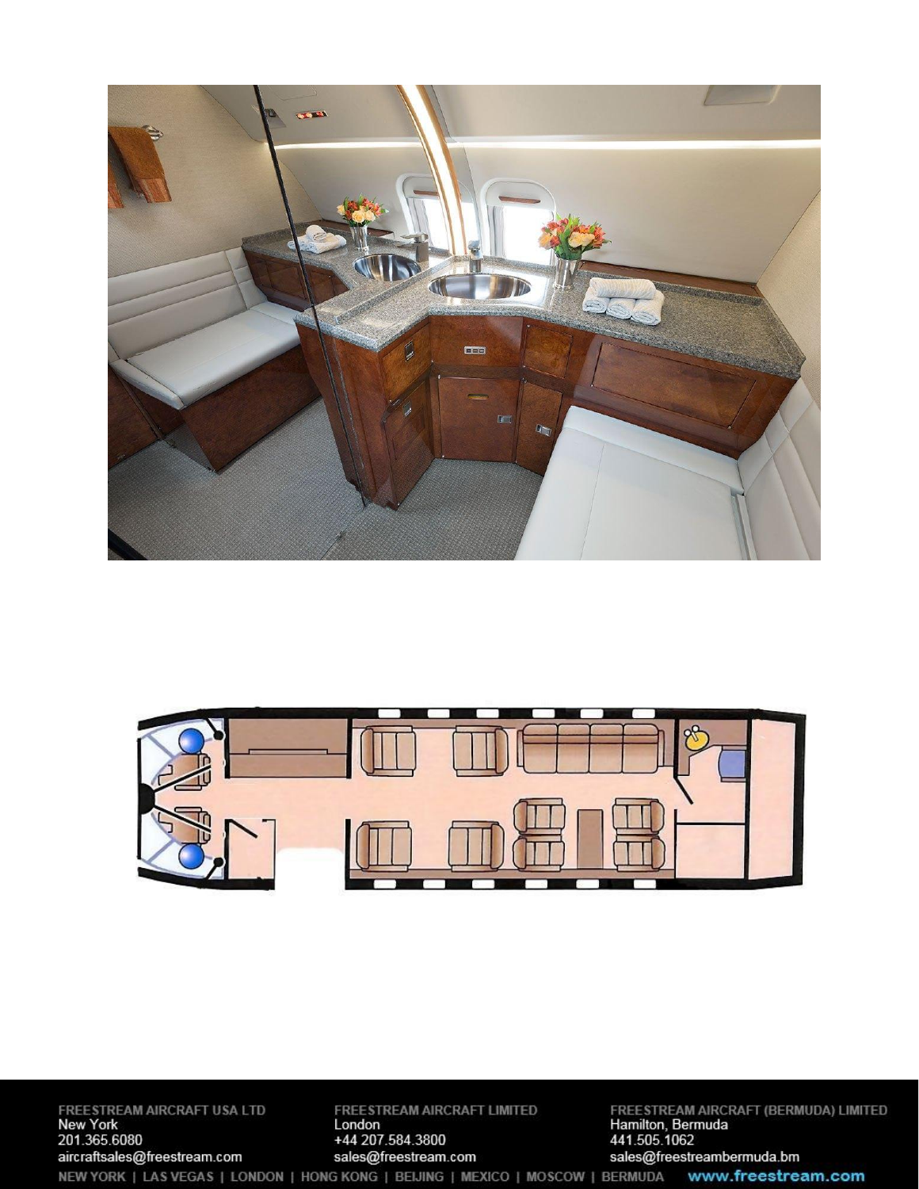FREESTREAM AIRCRAFT USA LTD
New York
201.365.6080
aircraftsales@freestream.com

FREESTREAM AIRCRAFT LIMITED
London
+44 207.584.3800
sales@freestream.com

FREESTREAM AIRCRAFT (BERMUDA) LIMITED
Hamilton, Bermuda
441.505.1062
sales@freestreambermuda.bm

NEW YORK | LAS VEGAS | LONDON | HONG KONG | BEIJING | MEXICO | MOSCOW | BERMUDA www.freestream.com